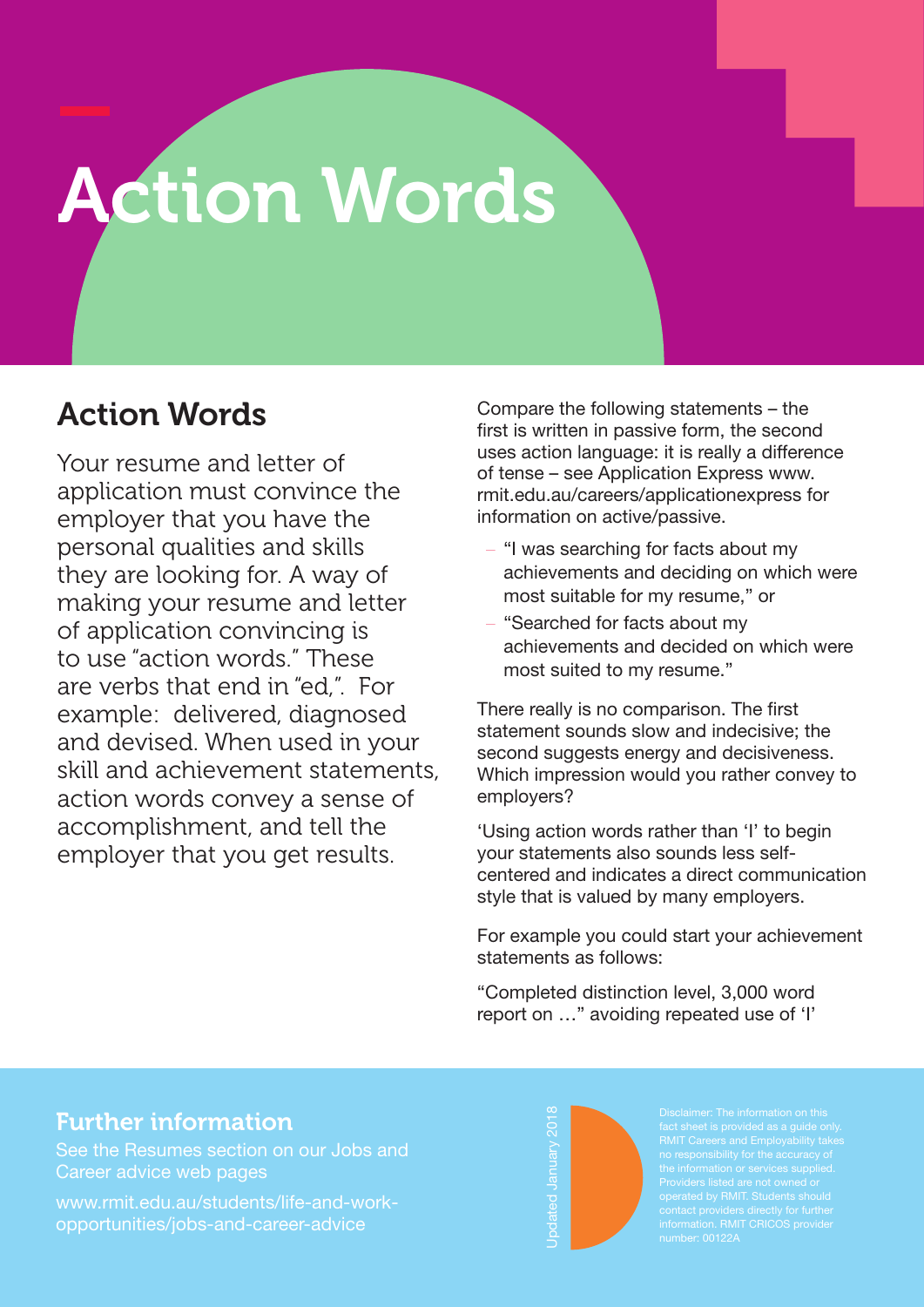# Action Words

## Action Words

Your resume and letter of application must convince the employer that you have the personal qualities and skills they are looking for. A way of making your resume and letter of application convincing is to use "action words." These are verbs that end in "ed,". For example: delivered, diagnosed and devised. When used in your skill and achievement statements, action words convey a sense of accomplishment, and tell the employer that you get results.

Compare the following statements – the first is written in passive form, the second uses action language: it is really a difference of tense – see Application Express www.rmit.edu.au/careers/applicationexpress for information on active/passive.

- "I was searching for facts about my achievements and deciding on which were most suitable for my resume," or
- "Searched for facts about my achievements and decided on which were most suited to my resume."

There really is no comparison. The first statement sounds slow and indecisive; the second suggests energy and decisiveness. Which impression would you rather convey to employers?

'Using action words rather than 'I' to begin your statements also sounds less self-centered and indicates a direct communication style that is valued by many employers.

For example you could start your achievement statements as follows:

"Completed distinction level, 3,000 word report on …" avoiding repeated use of 'I'

## Further information

See the Resumes section on our Jobs and Career advice web pages

www.rmit.edu.au/students/life-and-work-opportunities/jobs-and-career-advice

Updated January 2018

Disclaimer: The information on this fact sheet is provided as a guide only. RMIT Careers and Employability takes no responsibility for the accuracy of the information or services supplied. Providers listed are not owned or operated by RMIT. Students should contact providers directly for further information. RMIT CRICOS provider number: 00122A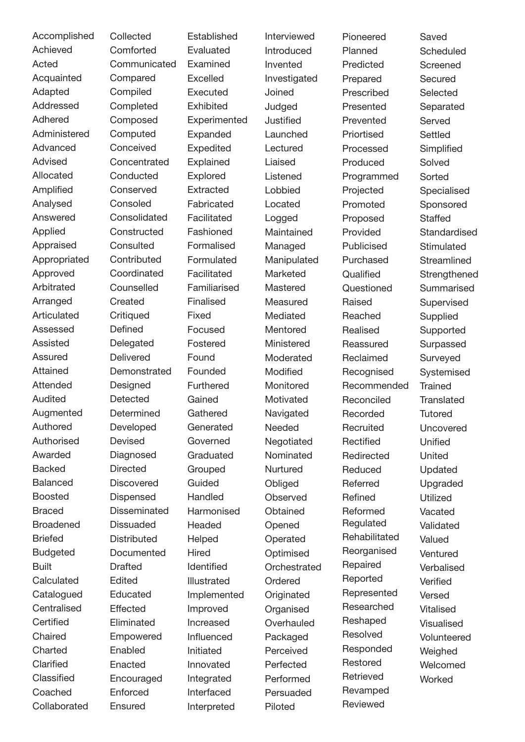Accomplished
Achieved
Acted
Acquainted
Adapted
Addressed
Adhered
Administered
Advanced
Advised
Allocated
Amplified
Analysed
Answered
Applied
Appraised
Appropriated
Approved
Arbitrated
Arranged
Articulated
Assessed
Assisted
Assured
Attained
Attended
Audited
Augmented
Authored
Authorised
Awarded
Backed
Balanced
Boosted
Braced
Broadened
Briefed
Budgeted
Built
Calculated
Catalogued
Centralised
Certified
Chaired
Charted
Clarified
Classified
Coached
Collaborated

Collected
Comforted
Communicated
Compared
Compiled
Completed
Composed
Computed
Conceived
Concentrated
Conducted
Conserved
Consoled
Consolidated
Constructed
Consulted
Contributed
Coordinated
Counselled
Created
Critiqued
Defined
Delegated
Delivered
Demonstrated
Designed
Detected
Determined
Developed
Devised
Diagnosed
Directed
Discovered
Dispensed
Disseminated
Dissuaded
Distributed
Documented
Drafted
Edited
Educated
Effected
Eliminated
Empowered
Enabled
Enacted
Encouraged
Enforced
Ensured

Established
Evaluated
Examined
Excelled
Executed
Exhibited
Experimented
Expanded
Expedited
Explained
Explored
Extracted
Fabricated
Facilitated
Fashioned
Formalised
Formulated
Facilitated
Familiarised
Finalised
Fixed
Focused
Fostered
Found
Founded
Furthered
Gained
Gathered
Generated
Governed
Graduated
Grouped
Guided
Handled
Harmonised
Headed
Helped
Hired
Identified
Illustrated
Implemented
Improved
Increased
Influenced
Initiated
Innovated
Integrated
Interfaced
Interpreted

Interviewed
Introduced
Invented
Investigated
Joined
Judged
Justified
Launched
Lectured
Liaised
Listened
Lobbied
Located
Logged
Maintained
Managed
Manipulated
Marketed
Mastered
Measured
Mediated
Mentored
Ministered
Moderated
Modified
Monitored
Motivated
Navigated
Needed
Negotiated
Nominated
Nurtured
Obliged
Observed
Obtained
Opened
Operated
Optimised
Orchestrated
Ordered
Originated
Organised
Overhauled
Packaged
Perceived
Perfected
Performed
Persuaded
Piloted

Pioneered
Planned
Predicted
Prepared
Prescribed
Presented
Prevented
Priortised
Processed
Produced
Programmed
Projected
Promoted
Proposed
Provided
Publicised
Purchased
Qualified
Questioned
Raised
Reached
Realised
Reassured
Reclaimed
Recognised
Recommended
Reconciled
Recorded
Recruited
Rectified
Redirected
Reduced
Referred
Refined
Reformed
Regulated
Rehabilitated
Reorganised
Repaired
Reported
Represented
Researched
Reshaped
Resolved
Responded
Restored
Retrieved
Revamped
Reviewed

Saved
Scheduled
Screened
Secured
Selected
Separated
Served
Settled
Simplified
Solved
Sorted
Specialised
Sponsored
Staffed
Standardised
Stimulated
Streamlined
Strengthened
Summarised
Supervised
Supplied
Supported
Surpassed
Surveyed
Systemised
Trained
Translated
Tutored
Uncovered
Unified
United
Updated
Upgraded
Utilized
Vacated
Validated
Valued
Ventured
Verbalised
Verified
Versed
Vitalised
Visualised
Volunteered
Weighed
Welcomed
Worked